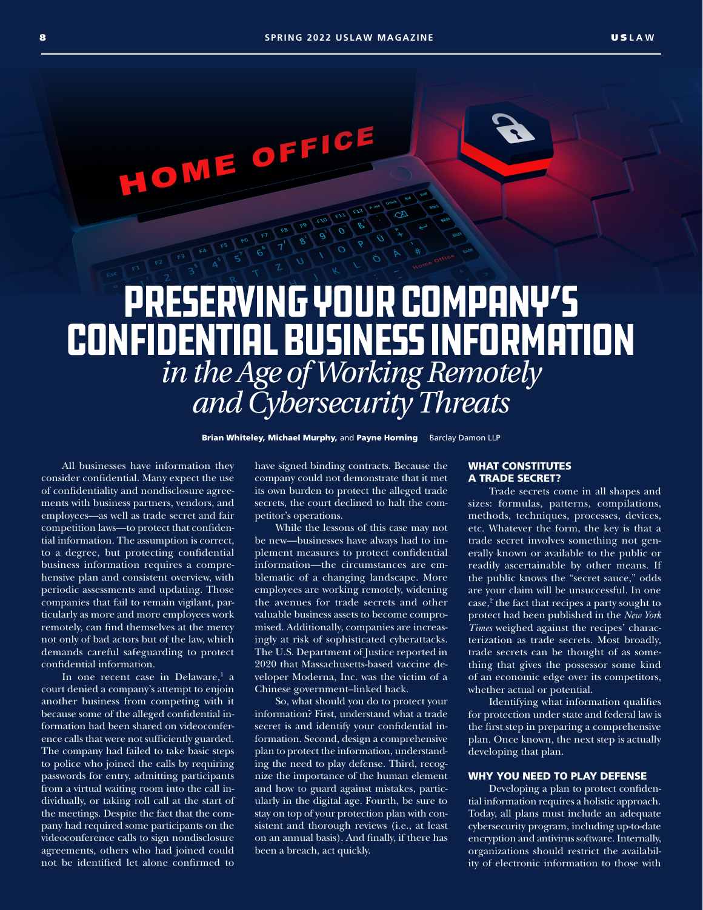# PRESERVING YOUR COMPANY'S CONFIDENTIAL BUSINESS INFORMATION *in the Age of Working Remotely and Cybersecurity Threats*

**Brian Whiteley, Michael Murphy,** and **Payne Horning** Barclay Damon LLP

All businesses have information they consider confidential. Many expect the use of confidentiality and nondisclosure agreements with business partners, vendors, and employees—as well as trade secret and fair competition laws—to protect that confidential information. The assumption is correct, to a degree, but protecting confidential business information requires a comprehensive plan and consistent overview, with periodic assessments and updating. Those companies that fail to remain vigilant, particularly as more and more employees work remotely, can find themselves at the mercy not only of bad actors but of the law, which demands careful safeguarding to protect confidential information.

In one recent case in Delaware,[1] a court denied a company's attempt to enjoin another business from competing with it because some of the alleged confidential information had been shared on videoconference calls that were not sufficiently guarded. The company had failed to take basic steps to police who joined the calls by requiring passwords for entry, admitting participants from a virtual waiting room into the call individually, or taking roll call at the start of the meetings. Despite the fact that the company had required some participants on the videoconference calls to sign nondisclosure agreements, others who had joined could not be identified let alone confirmed to have signed binding contracts. Because the company could not demonstrate that it met its own burden to protect the alleged trade secrets, the court declined to halt the competitor's operations.

While the lessons of this case may not be new—businesses have always had to implement measures to protect confidential information—the circumstances are emblematic of a changing landscape. More employees are working remotely, widening the avenues for trade secrets and other valuable business assets to become compromised. Additionally, companies are increasingly at risk of sophisticated cyberattacks. The U.S. Department of Justice reported in 2020 that Massachusetts-based vaccine developer Moderna, Inc. was the victim of a Chinese government–linked hack.

So, what should you do to protect your information? First, understand what a trade secret is and identify your confidential information. Second, design a comprehensive plan to protect the information, understanding the need to play defense. Third, recognize the importance of the human element and how to guard against mistakes, particularly in the digital age. Fourth, be sure to stay on top of your protection plan with consistent and thorough reviews (i.e., at least on an annual basis). And finally, if there has been a breach, act quickly.

## WHAT CONSTITUTES A TRADE SECRET?

Trade secrets come in all shapes and sizes: formulas, patterns, compilations, methods, techniques, processes, devices, etc. Whatever the form, the key is that a trade secret involves something not generally known or available to the public or readily ascertainable by other means. If the public knows the "secret sauce," odds are your claim will be unsuccessful. In one case,[2] the fact that recipes a party sought to protect had been published in the *New York Times* weighed against the recipes' characterization as trade secrets. Most broadly, trade secrets can be thought of as something that gives the possessor some kind of an economic edge over its competitors, whether actual or potential.

Identifying what information qualifies for protection under state and federal law is the first step in preparing a comprehensive plan. Once known, the next step is actually developing that plan.

## WHY YOU NEED TO PLAY DEFENSE

Developing a plan to protect confidential information requires a holistic approach. Today, all plans must include an adequate cybersecurity program, including up-to-date encryption and antivirus software. Internally, organizations should restrict the availability of electronic information to those with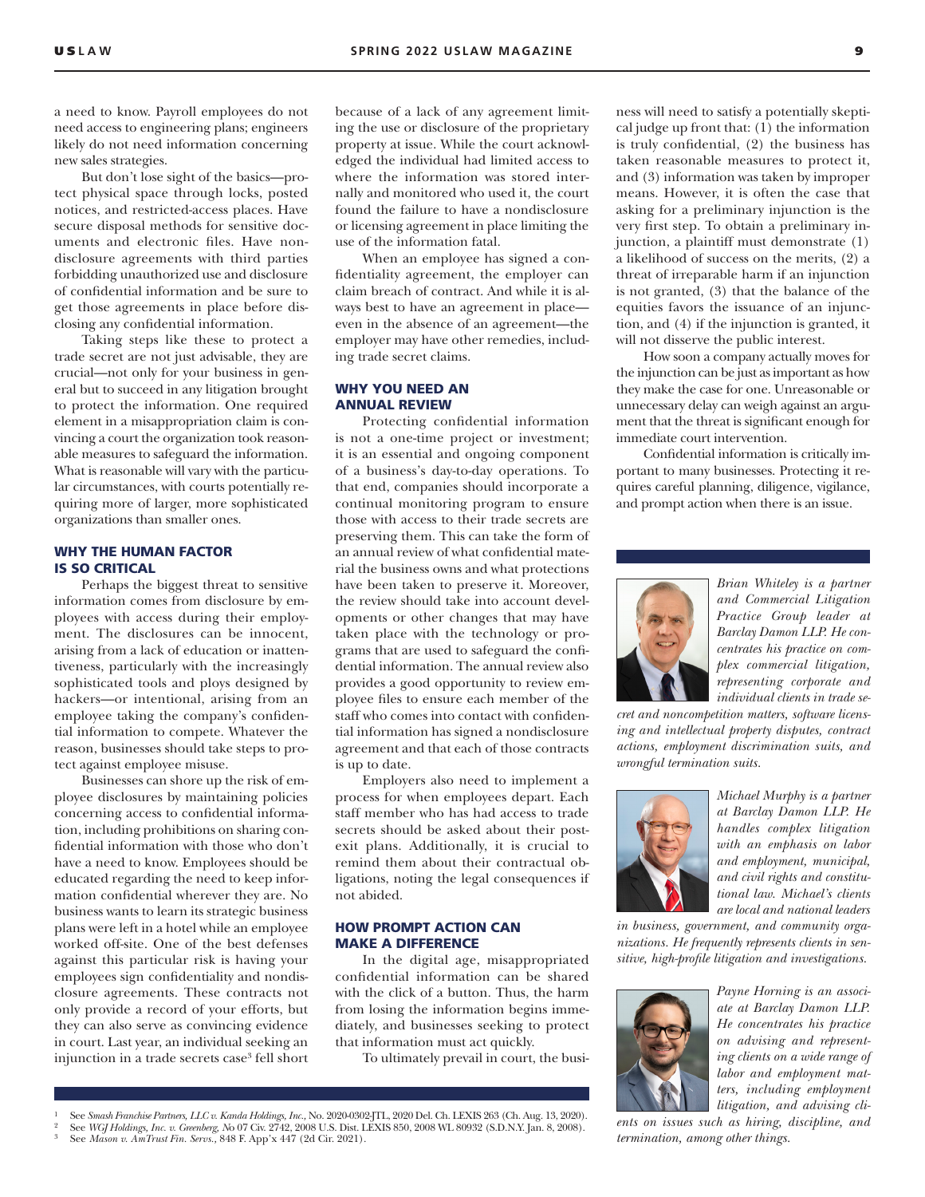a need to know. Payroll employees do not need access to engineering plans; engineers likely do not need information concerning new sales strategies.

But don't lose sight of the basics—protect physical space through locks, posted notices, and restricted-access places. Have secure disposal methods for sensitive documents and electronic files. Have nondisclosure agreements with third parties forbidding unauthorized use and disclosure of confidential information and be sure to get those agreements in place before disclosing any confidential information.

Taking steps like these to protect a trade secret are not just advisable, they are crucial—not only for your business in general but to succeed in any litigation brought to protect the information. One required element in a misappropriation claim is convincing a court the organization took reasonable measures to safeguard the information. What is reasonable will vary with the particular circumstances, with courts potentially requiring more of larger, more sophisticated organizations than smaller ones.

## WHY THE HUMAN FACTOR IS SO CRITICAL

Perhaps the biggest threat to sensitive information comes from disclosure by employees with access during their employment. The disclosures can be innocent, arising from a lack of education or inattentiveness, particularly with the increasingly sophisticated tools and ploys designed by hackers—or intentional, arising from an employee taking the company's confidential information to compete. Whatever the reason, businesses should take steps to protect against employee misuse.

Businesses can shore up the risk of employee disclosures by maintaining policies concerning access to confidential information, including prohibitions on sharing confidential information with those who don't have a need to know. Employees should be educated regarding the need to keep information confidential wherever they are. No business wants to learn its strategic business plans were left in a hotel while an employee worked off-site. One of the best defenses against this particular risk is having your employees sign confidentiality and nondisclosure agreements. These contracts not only provide a record of your efforts, but they can also serve as convincing evidence in court. Last year, an individual seeking an injunction in a trade secrets case[3] fell short because of a lack of any agreement limiting the use or disclosure of the proprietary property at issue. While the court acknowledged the individual had limited access to where the information was stored internally and monitored who used it, the court found the failure to have a nondisclosure or licensing agreement in place limiting the use of the information fatal.

When an employee has signed a confidentiality agreement, the employer can claim breach of contract. And while it is always best to have an agreement in place—even in the absence of an agreement—the employer may have other remedies, including trade secret claims.

## WHY YOU NEED AN ANNUAL REVIEW

Protecting confidential information is not a one-time project or investment; it is an essential and ongoing component of a business's day-to-day operations. To that end, companies should incorporate a continual monitoring program to ensure those with access to their trade secrets are preserving them. This can take the form of an annual review of what confidential material the business owns and what protections have been taken to preserve it. Moreover, the review should take into account developments or other changes that may have taken place with the technology or programs that are used to safeguard the confidential information. The annual review also provides a good opportunity to review employee files to ensure each member of the staff who comes into contact with confidential information has signed a nondisclosure agreement and that each of those contracts is up to date.

Employers also need to implement a process for when employees depart. Each staff member who has had access to trade secrets should be asked about their post-exit plans. Additionally, it is crucial to remind them about their contractual obligations, noting the legal consequences if not abided.

## HOW PROMPT ACTION CAN MAKE A DIFFERENCE

In the digital age, misappropriated confidential information can be shared with the click of a button. Thus, the harm from losing the information begins immediately, and businesses seeking to protect that information must act quickly.

To ultimately prevail in court, the business will need to satisfy a potentially skeptical judge up front that: (1) the information is truly confidential, (2) the business has taken reasonable measures to protect it, and (3) information was taken by improper means. However, it is often the case that asking for a preliminary injunction is the very first step. To obtain a preliminary injunction, a plaintiff must demonstrate (1) a likelihood of success on the merits, (2) a threat of irreparable harm if an injunction is not granted, (3) that the balance of the equities favors the issuance of an injunction, and (4) if the injunction is granted, it will not disserve the public interest.

How soon a company actually moves for the injunction can be just as important as how they make the case for one. Unreasonable or unnecessary delay can weigh against an argument that the threat is significant enough for immediate court intervention.

Confidential information is critically important to many businesses. Protecting it requires careful planning, diligence, vigilance, and prompt action when there is an issue.

*Brian Whiteley is a partner and Commercial Litigation Practice Group leader at Barclay Damon LLP. He concentrates his practice on complex commercial litigation, representing corporate and individual clients in trade secret and noncompetition matters, software licensing and intellectual property disputes, contract actions, employment discrimination suits, and wrongful termination suits.*

*Michael Murphy is a partner at Barclay Damon LLP. He handles complex litigation with an emphasis on labor and employment, municipal, and civil rights and constitutional law. Michael's clients are local and national leaders in business, government, and community organizations. He frequently represents clients in sensitive, high-profile litigation and investigations.*

*Payne Horning is an associate at Barclay Damon LLP. He concentrates his practice on advising and representing clients on a wide range of labor and employment matters, including employment litigation, and advising clients on issues such as hiring, discipline, and termination, among other things.*

---

[1] See *Smash Franchise Partners, LLC v. Kanda Holdings, Inc.*, No. 2020-0302-JTL, 2020 Del. Ch. LEXIS 263 (Ch. Aug. 13, 2020).
[2] See *WGI Holdings, Inc. v. Greenberg*, No 07 Civ. 2742, 2008 U.S. Dist. LEXIS 850, 2008 WL 80932 (S.D.N.Y. Jan. 8, 2008).
[3] See *Mason v. AmTrust Fin. Servs.*, 848 F. App'x 447 (2d Cir. 2021).